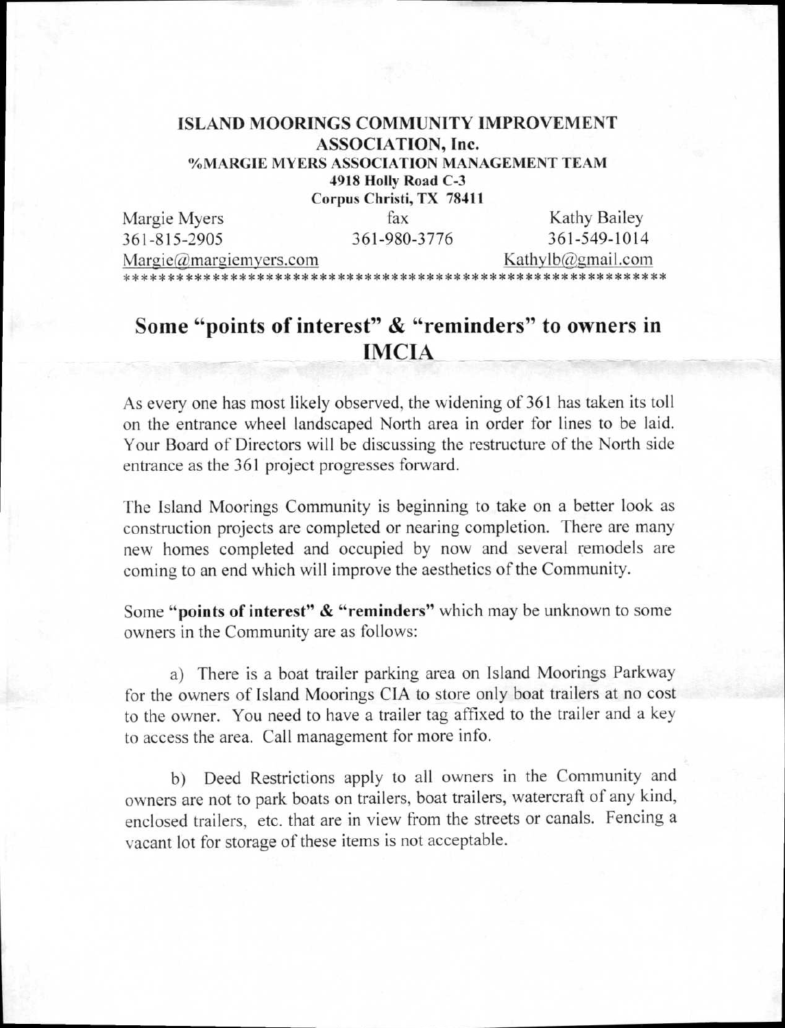**ISLAND MOORINGS COMMUNITY IMPROVEMENT ASSOCIATION, Inc.**
**%MARGIE MYERS ASSOCIATION MANAGEMENT TEAM**
**4918 Holly Road C-3**
**Corpus Christi, TX 78411**

| Margie Myers | fax | Kathy Bailey |
| --- | --- | --- |
| 361-815-2905 | 361-980-3776 | 361-549-1014 |
| Margie@margiemyers.com | | Kathylb@gmail.com |

************************************************************

## Some "points of interest" & "reminders" to owners in IMCIA

As every one has most likely observed, the widening of 361 has taken its toll on the entrance wheel landscaped North area in order for lines to be laid. Your Board of Directors will be discussing the restructure of the North side entrance as the 361 project progresses forward.

The Island Moorings Community is beginning to take on a better look as construction projects are completed or nearing completion. There are many new homes completed and occupied by now and several remodels are coming to an end which will improve the aesthetics of the Community.

Some **"points of interest" & "reminders"** which may be unknown to some owners in the Community are as follows:

a) There is a boat trailer parking area on Island Moorings Parkway for the owners of Island Moorings CIA to store only boat trailers at no cost to the owner. You need to have a trailer tag affixed to the trailer and a key to access the area. Call management for more info.

b) Deed Restrictions apply to all owners in the Community and owners are not to park boats on trailers, boat trailers, watercraft of any kind, enclosed trailers, etc. that are in view from the streets or canals. Fencing a vacant lot for storage of these items is not acceptable.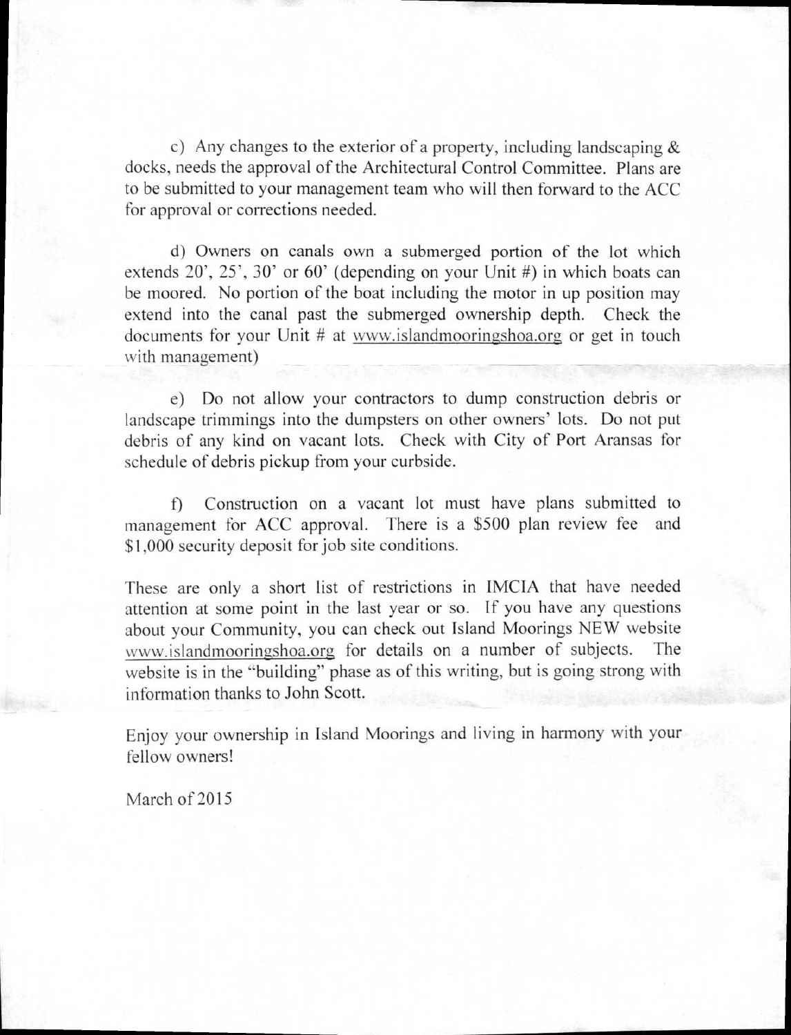c) Any changes to the exterior of a property, including landscaping & docks, needs the approval of the Architectural Control Committee. Plans are to be submitted to your management team who will then forward to the ACC for approval or corrections needed.

d) Owners on canals own a submerged portion of the lot which extends 20', 25', 30' or 60' (depending on your Unit #) in which boats can be moored. No portion of the boat including the motor in up position may extend into the canal past the submerged ownership depth. Check the documents for your Unit # at www.islandmooringshoa.org or get in touch with management)

e) Do not allow your contractors to dump construction debris or landscape trimmings into the dumpsters on other owners' lots. Do not put debris of any kind on vacant lots. Check with City of Port Aransas for schedule of debris pickup from your curbside.

f) Construction on a vacant lot must have plans submitted to management for ACC approval. There is a $500 plan review fee and $1,000 security deposit for job site conditions.

These are only a short list of restrictions in IMCIA that have needed attention at some point in the last year or so. If you have any questions about your Community, you can check out Island Moorings NEW website www.islandmooringshoa.org for details on a number of subjects. The website is in the "building" phase as of this writing, but is going strong with information thanks to John Scott.

Enjoy your ownership in Island Moorings and living in harmony with your fellow owners!

March of 2015